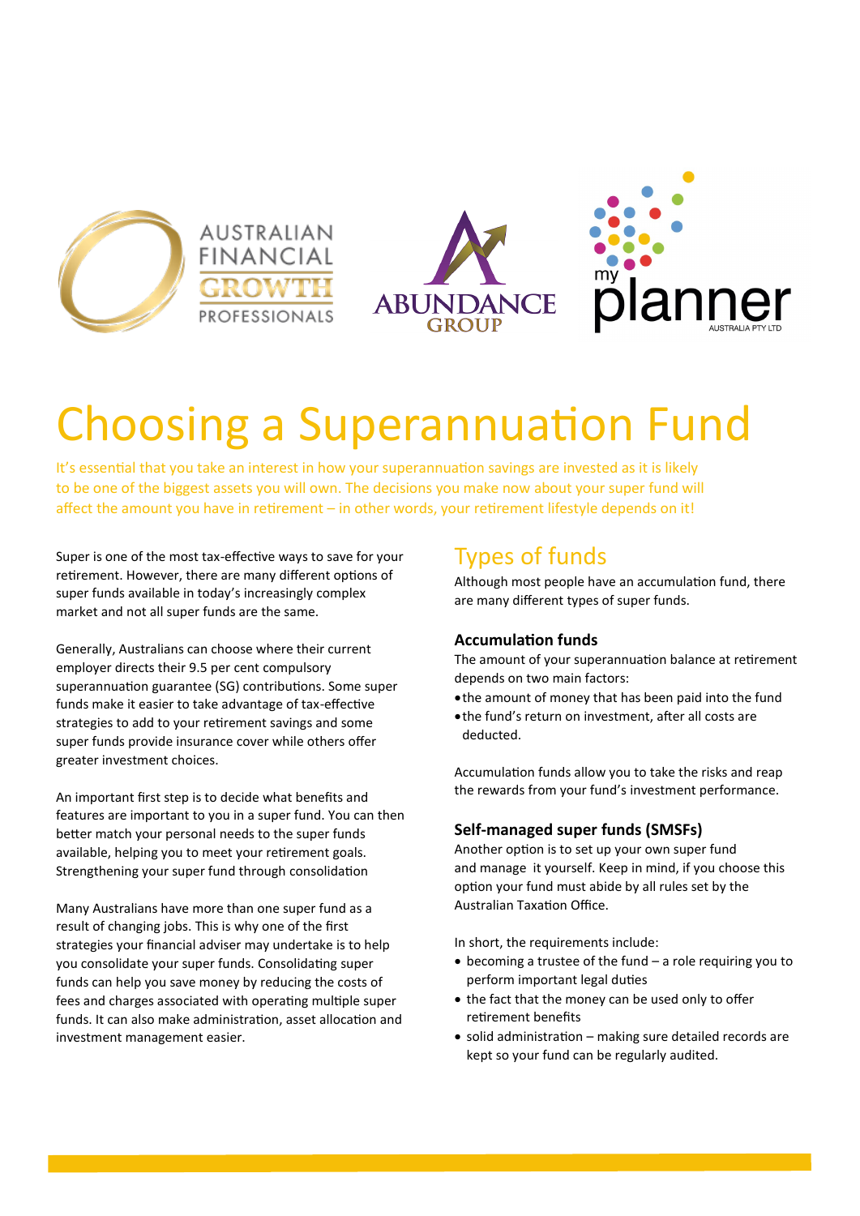# Choosing a Superannuation Fund

It's essential that you take an interest in how your superannuation savings are invested as it is likely to be one of the biggest assets you will own. The decisions you make now about your super fund will affect the amount you have in retirement – in other words, your retirement lifestyle depends on it!

Super is one of the most tax-effective ways to save for your retirement. However, there are many different options of super funds available in today's increasingly complex market and not all super funds are the same.

Generally, Australians can choose where their current employer directs their 9.5 per cent compulsory superannuation guarantee (SG) contributions. Some super funds make it easier to take advantage of tax-effective strategies to add to your retirement savings and some super funds provide insurance cover while others offer greater investment choices.

An important first step is to decide what benefits and features are important to you in a super fund. You can then better match your personal needs to the super funds available, helping you to meet your retirement goals. Strengthening your super fund through consolidation

Many Australians have more than one super fund as a result of changing jobs. This is why one of the first strategies your financial adviser may undertake is to help you consolidate your super funds. Consolidating super funds can help you save money by reducing the costs of fees and charges associated with operating multiple super funds. It can also make administration, asset allocation and investment management easier.

## Types of funds

Although most people have an accumulation fund, there are many different types of super funds.

### Accumulation funds

The amount of your superannuation balance at retirement depends on two main factors:

- the amount of money that has been paid into the fund
- the fund's return on investment, after all costs are deducted.

Accumulation funds allow you to take the risks and reap the rewards from your fund's investment performance.

### Self-managed super funds (SMSFs)

Another option is to set up your own super fund and manage it yourself. Keep in mind, if you choose this option your fund must abide by all rules set by the Australian Taxation Office.

In short, the requirements include:

- becoming a trustee of the fund – a role requiring you to perform important legal duties
- the fact that the money can be used only to offer retirement benefits
- solid administration – making sure detailed records are kept so your fund can be regularly audited.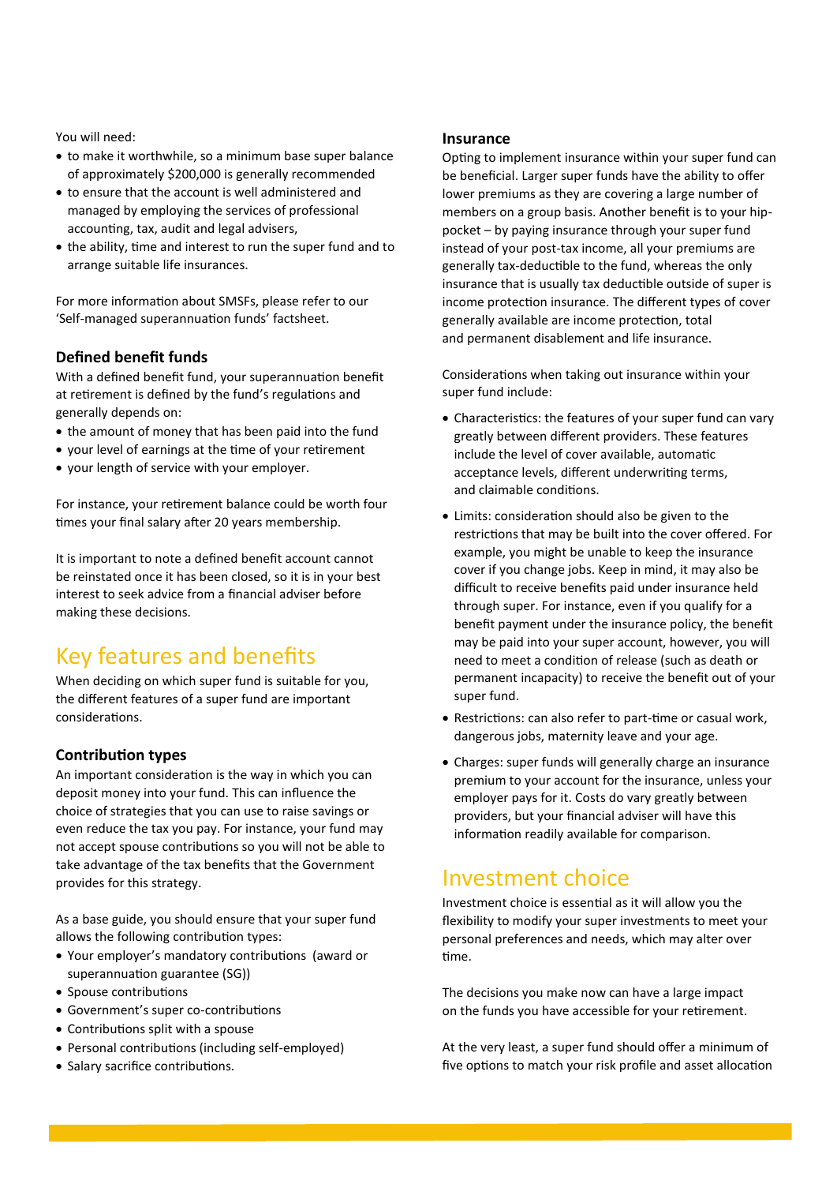You will need:

- to make it worthwhile, so a minimum base super balance of approximately $200,000 is generally recommended
- to ensure that the account is well administered and managed by employing the services of professional accounting, tax, audit and legal advisers,
- the ability, time and interest to run the super fund and to arrange suitable life insurances.

For more information about SMSFs, please refer to our 'Self-managed superannuation funds' factsheet.

### Defined benefit funds

With a defined benefit fund, your superannuation benefit at retirement is defined by the fund's regulations and generally depends on:

- the amount of money that has been paid into the fund
- your level of earnings at the time of your retirement
- your length of service with your employer.

For instance, your retirement balance could be worth four times your final salary after 20 years membership.

It is important to note a defined benefit account cannot be reinstated once it has been closed, so it is in your best interest to seek advice from a financial adviser before making these decisions.

## Key features and benefits

When deciding on which super fund is suitable for you, the different features of a super fund are important considerations.

### Contribution types

An important consideration is the way in which you can deposit money into your fund. This can influence the choice of strategies that you can use to raise savings or even reduce the tax you pay. For instance, your fund may not accept spouse contributions so you will not be able to take advantage of the tax benefits that the Government provides for this strategy.

As a base guide, you should ensure that your super fund allows the following contribution types:

- Your employer's mandatory contributions (award or superannuation guarantee (SG))
- Spouse contributions
- Government's super co-contributions
- Contributions split with a spouse
- Personal contributions (including self-employed)
- Salary sacrifice contributions.

### Insurance

Opting to implement insurance within your super fund can be beneficial. Larger super funds have the ability to offer lower premiums as they are covering a large number of members on a group basis. Another benefit is to your hip-pocket – by paying insurance through your super fund instead of your post-tax income, all your premiums are generally tax-deductible to the fund, whereas the only insurance that is usually tax deductible outside of super is income protection insurance. The different types of cover generally available are income protection, total and permanent disablement and life insurance.

Considerations when taking out insurance within your super fund include:

- Characteristics: the features of your super fund can vary greatly between different providers. These features include the level of cover available, automatic acceptance levels, different underwriting terms, and claimable conditions.
- Limits: consideration should also be given to the restrictions that may be built into the cover offered. For example, you might be unable to keep the insurance cover if you change jobs. Keep in mind, it may also be difficult to receive benefits paid under insurance held through super. For instance, even if you qualify for a benefit payment under the insurance policy, the benefit may be paid into your super account, however, you will need to meet a condition of release (such as death or permanent incapacity) to receive the benefit out of your super fund.
- Restrictions: can also refer to part-time or casual work, dangerous jobs, maternity leave and your age.
- Charges: super funds will generally charge an insurance premium to your account for the insurance, unless your employer pays for it. Costs do vary greatly between providers, but your financial adviser will have this information readily available for comparison.

## Investment choice

Investment choice is essential as it will allow you the flexibility to modify your super investments to meet your personal preferences and needs, which may alter over time.

The decisions you make now can have a large impact on the funds you have accessible for your retirement.

At the very least, a super fund should offer a minimum of five options to match your risk profile and asset allocation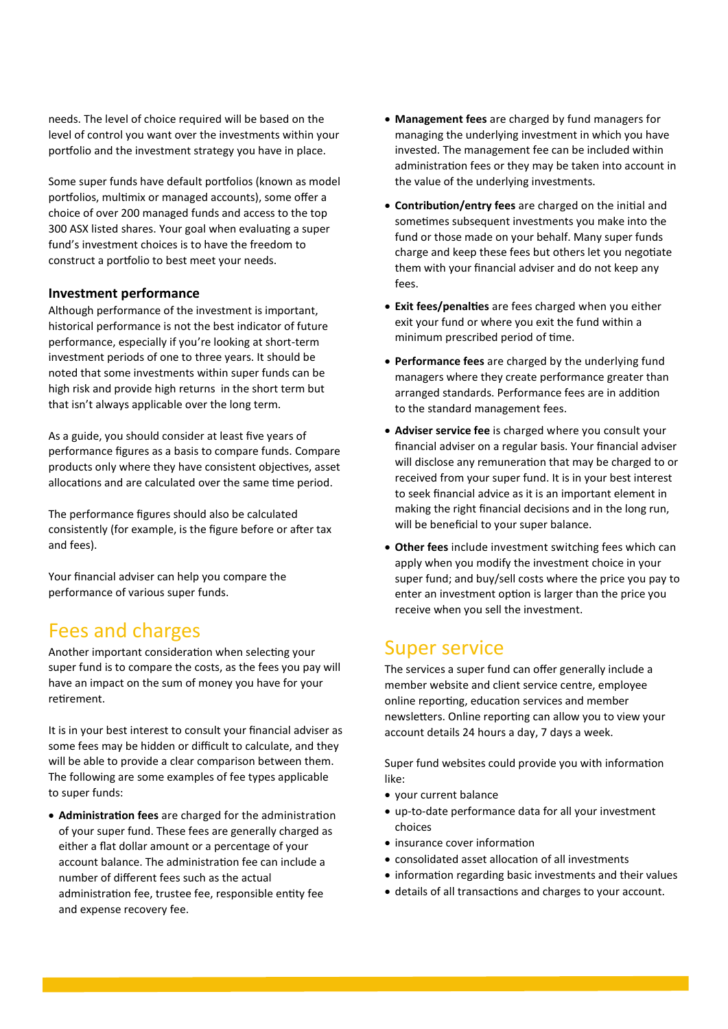needs. The level of choice required will be based on the level of control you want over the investments within your portfolio and the investment strategy you have in place.

Some super funds have default portfolios (known as model portfolios, multimix or managed accounts), some offer a choice of over 200 managed funds and access to the top 300 ASX listed shares. Your goal when evaluating a super fund's investment choices is to have the freedom to construct a portfolio to best meet your needs.

### Investment performance

Although performance of the investment is important, historical performance is not the best indicator of future performance, especially if you're looking at short-term investment periods of one to three years. It should be noted that some investments within super funds can be high risk and provide high returns in the short term but that isn't always applicable over the long term.

As a guide, you should consider at least five years of performance figures as a basis to compare funds. Compare products only where they have consistent objectives, asset allocations and are calculated over the same time period.

The performance figures should also be calculated consistently (for example, is the figure before or after tax and fees).

Your financial adviser can help you compare the performance of various super funds.

## Fees and charges

Another important consideration when selecting your super fund is to compare the costs, as the fees you pay will have an impact on the sum of money you have for your retirement.

It is in your best interest to consult your financial adviser as some fees may be hidden or difficult to calculate, and they will be able to provide a clear comparison between them. The following are some examples of fee types applicable to super funds:

- **Administration fees** are charged for the administration of your super fund. These fees are generally charged as either a flat dollar amount or a percentage of your account balance. The administration fee can include a number of different fees such as the actual administration fee, trustee fee, responsible entity fee and expense recovery fee.
- **Management fees** are charged by fund managers for managing the underlying investment in which you have invested. The management fee can be included within administration fees or they may be taken into account in the value of the underlying investments.
- **Contribution/entry fees** are charged on the initial and sometimes subsequent investments you make into the fund or those made on your behalf. Many super funds charge and keep these fees but others let you negotiate them with your financial adviser and do not keep any fees.
- **Exit fees/penalties** are fees charged when you either exit your fund or where you exit the fund within a minimum prescribed period of time.
- **Performance fees** are charged by the underlying fund managers where they create performance greater than arranged standards. Performance fees are in addition to the standard management fees.
- **Adviser service fee** is charged where you consult your financial adviser on a regular basis. Your financial adviser will disclose any remuneration that may be charged to or received from your super fund. It is in your best interest to seek financial advice as it is an important element in making the right financial decisions and in the long run, will be beneficial to your super balance.
- **Other fees** include investment switching fees which can apply when you modify the investment choice in your super fund; and buy/sell costs where the price you pay to enter an investment option is larger than the price you receive when you sell the investment.

## Super service

The services a super fund can offer generally include a member website and client service centre, employee online reporting, education services and member newsletters. Online reporting can allow you to view your account details 24 hours a day, 7 days a week.

Super fund websites could provide you with information like:

- your current balance
- up-to-date performance data for all your investment choices
- insurance cover information
- consolidated asset allocation of all investments
- information regarding basic investments and their values
- details of all transactions and charges to your account.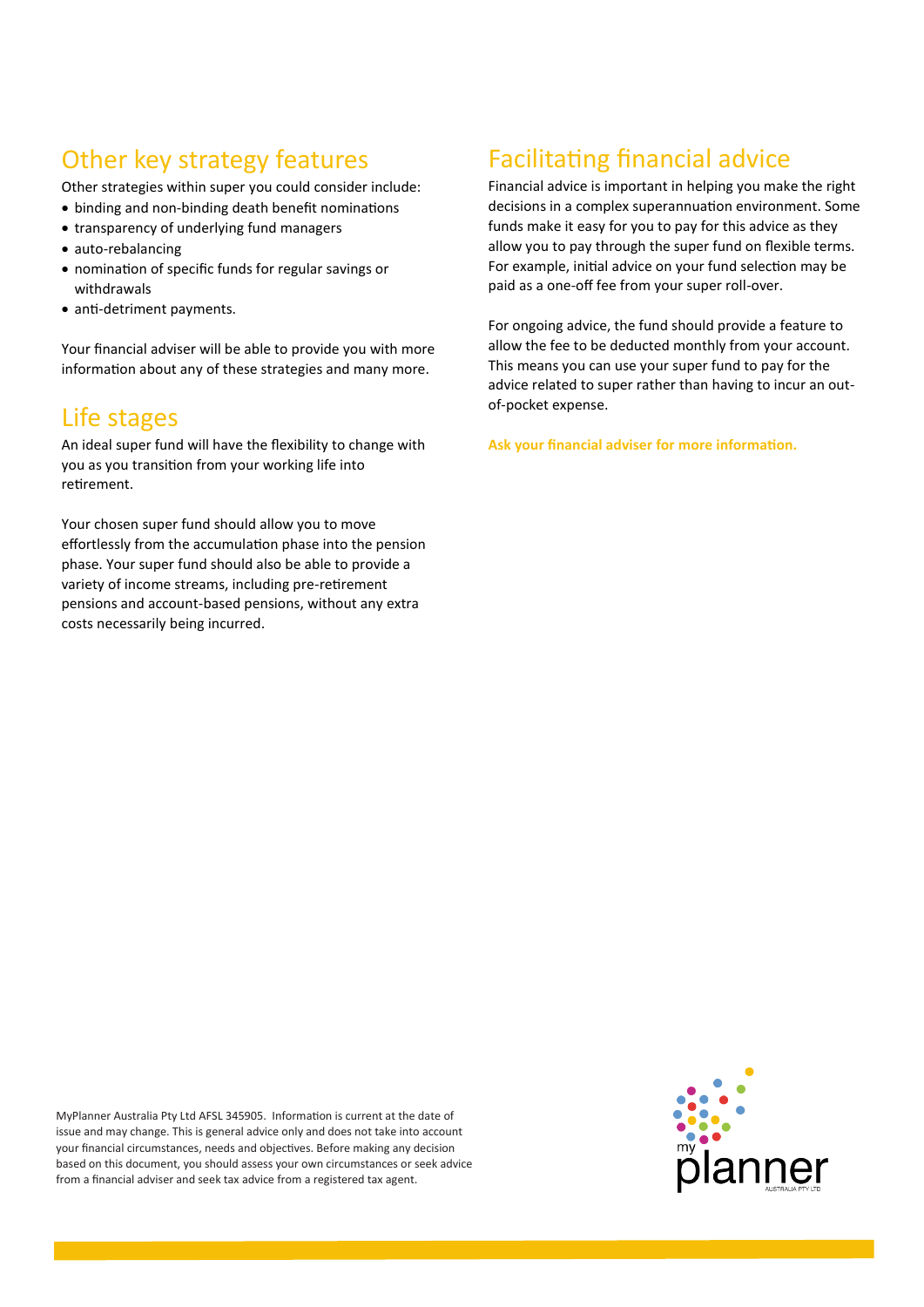## Other key strategy features

Other strategies within super you could consider include:

- binding and non-binding death benefit nominations
- transparency of underlying fund managers
- auto-rebalancing
- nomination of specific funds for regular savings or withdrawals
- anti-detriment payments.

Your financial adviser will be able to provide you with more information about any of these strategies and many more.

## Life stages

An ideal super fund will have the flexibility to change with you as you transition from your working life into retirement.

Your chosen super fund should allow you to move effortlessly from the accumulation phase into the pension phase. Your super fund should also be able to provide a variety of income streams, including pre-retirement pensions and account-based pensions, without any extra costs necessarily being incurred.

## Facilitating financial advice

Financial advice is important in helping you make the right decisions in a complex superannuation environment. Some funds make it easy for you to pay for this advice as they allow you to pay through the super fund on flexible terms. For example, initial advice on your fund selection may be paid as a one-off fee from your super roll-over.

For ongoing advice, the fund should provide a feature to allow the fee to be deducted monthly from your account. This means you can use your super fund to pay for the advice related to super rather than having to incur an out-of-pocket expense.

**Ask your financial adviser for more information.**

MyPlanner Australia Pty Ltd AFSL 345905. Information is current at the date of issue and may change. This is general advice only and does not take into account your financial circumstances, needs and objectives. Before making any decision based on this document, you should assess your own circumstances or seek advice from a financial adviser and seek tax advice from a registered tax agent.

my planner AUSTRALIA PTY LTD